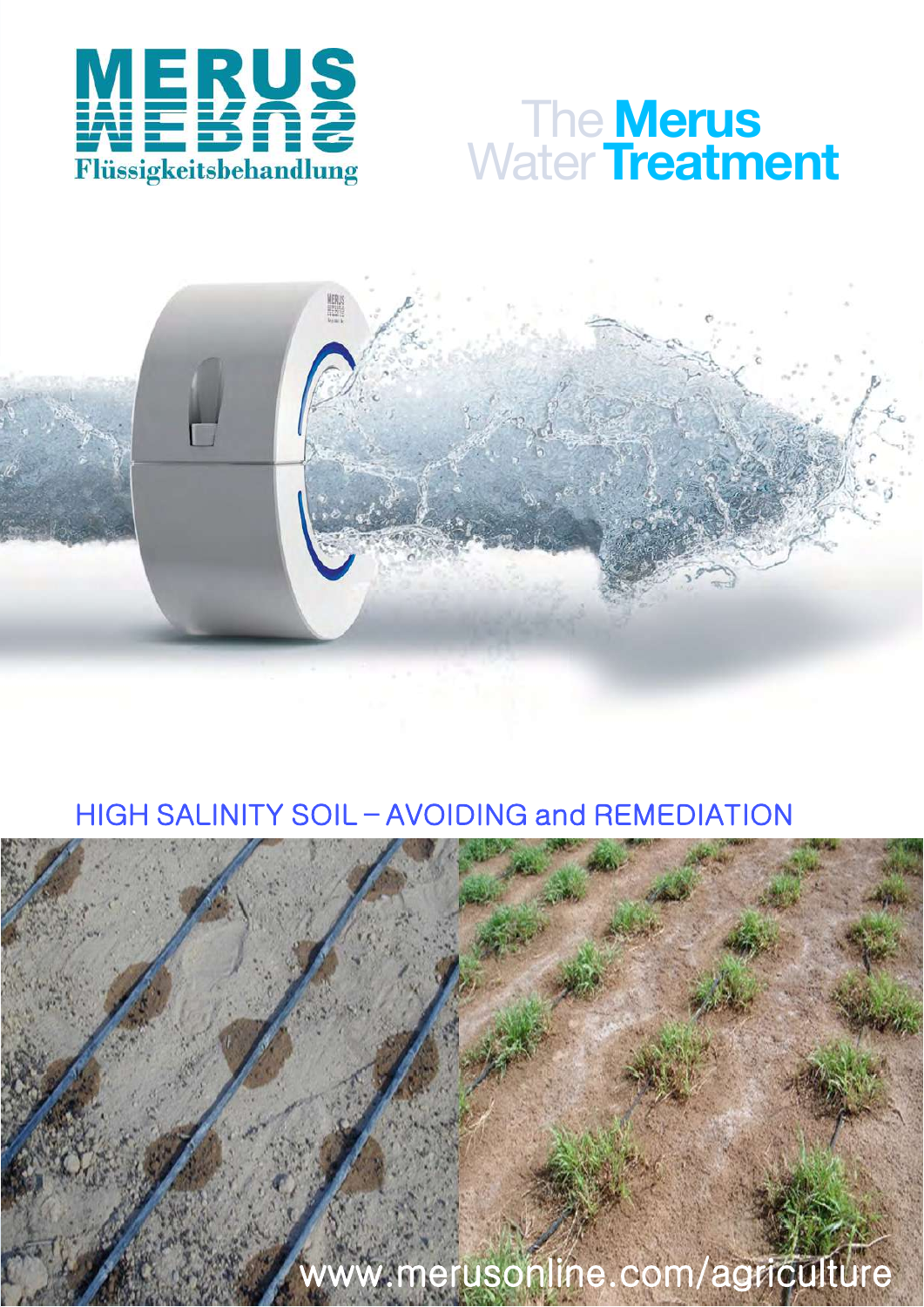# MERUS

Flüssigkeitsbehandlung

# The Merus Water Treatment

## HIGH SALINITY SOIL – AVOIDING and REMEDIATION

www.merusonline.com/agriculture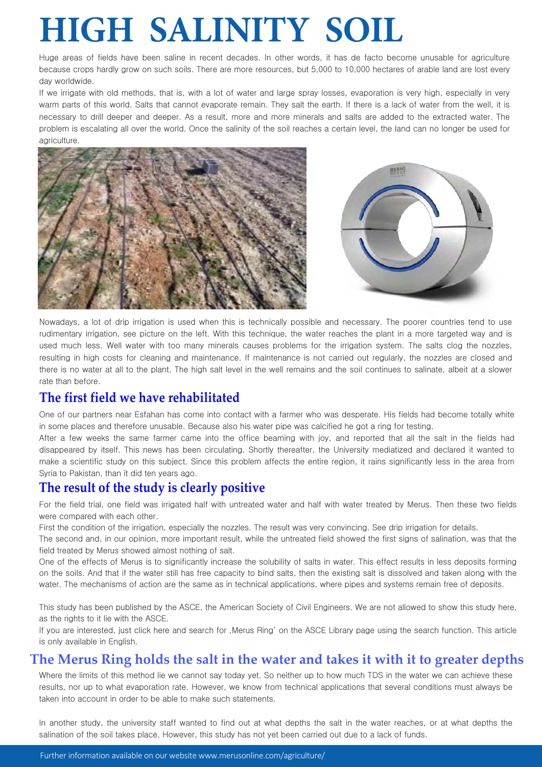# HIGH SALINITY SOIL

Huge areas of fields have been saline in recent decades. In other words, it has de facto become unusable for agriculture because crops hardly grow on such soils. There are more resources, but 5,000 to 10,000 hectares of arable land are lost every day worldwide.

If we irrigate with old methods, that is, with a lot of water and large spray losses, evaporation is very high, especially in very warm parts of this world. Salts that cannot evaporate remain. They salt the earth. If there is a lack of water from the well, it is necessary to drill deeper and deeper. As a result, more and more minerals and salts are added to the extracted water. The problem is escalating all over the world. Once the salinity of the soil reaches a certain level, the land can no longer be used for agriculture.

Nowadays, a lot of drip irrigation is used when this is technically possible and necessary. The poorer countries tend to use rudimentary irrigation, see picture on the left. With this technique, the water reaches the plant in a more targeted way and is used much less. Well water with too many minerals causes problems for the irrigation system. The salts clog the nozzles, resulting in high costs for cleaning and maintenance. If maintenance is not carried out regularly, the nozzles are closed and there is no water at all to the plant. The high salt level in the well remains and the soil continues to salinate, albeit at a slower rate than before.

## The first field we have rehabilitated

One of our partners near Esfahan has come into contact with a farmer who was desperate. His fields had become totally white in some places and therefore unusable. Because also his water pipe was calcified he got a ring for testing.

After a few weeks the same farmer came into the office beaming with joy, and reported that all the salt in the fields had disappeared by itself. This news has been circulating. Shortly thereafter, the University mediatized and declared it wanted to make a scientific study on this subject. Since this problem affects the entire region, it rains significantly less in the area from Syria to Pakistan, than it did ten years ago.

## The result of the study is clearly positive

For the field trial, one field was irrigated half with untreated water and half with water treated by Merus. Then these two fields were compared with each other.

First the condition of the irrigation, especially the nozzles. The result was very convincing. See drip irrigation for details.

The second and, in our opinion, more important result, while the untreated field showed the first signs of salination, was that the field treated by Merus showed almost nothing of salt.

One of the effects of Merus is to significantly increase the solubility of salts in water. This effect results in less deposits forming on the soils. And that if the water still has free capacity to bind salts, then the existing salt is dissolved and taken along with the water. The mechanisms of action are the same as in technical applications, where pipes and systems remain free of deposits.

This study has been published by the ASCE, the American Society of Civil Engineers. We are not allowed to show this study here, as the rights to it lie with the ASCE.

If you are interested, just click here and search for ‚Merus Ring' on the ASCE Library page using the search function. This article is only available in English.

## The Merus Ring holds the salt in the water and takes it with it to greater depths

Where the limits of this method lie we cannot say today yet. So neither up to how much TDS in the water we can achieve these results, nor up to what evaporation rate. However, we know from technical applications that several conditions must always be taken into account in order to be able to make such statements.

In another study, the university staff wanted to find out at what depths the salt in the water reaches, or at what depths the salination of the soil takes place. However, this study has not yet been carried out due to a lack of funds.

Further information available on our website www.merusonline.com/agriculture/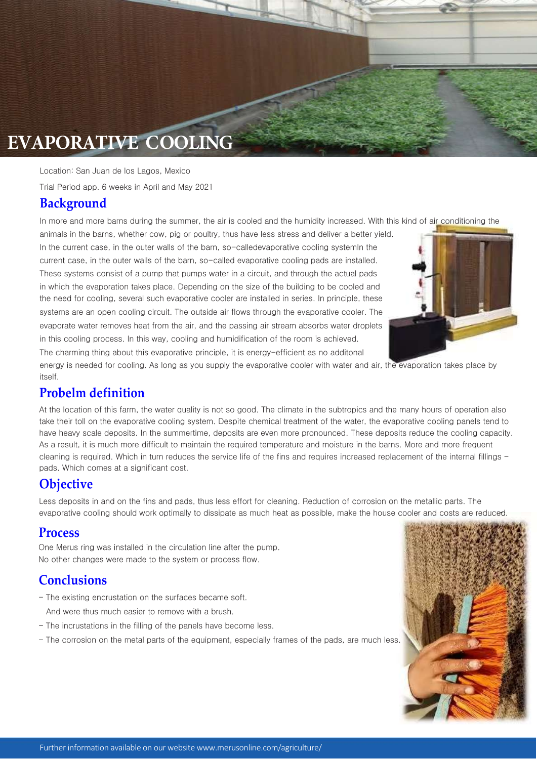# EVAPORATIVE COOLING

Location: San Juan de los Lagos, Mexico

Trial Period app. 6 weeks in April and May 2021

## Background

In more and more barns during the summer, the air is cooled and the humidity increased. With this kind of air conditioning the animals in the barns, whether cow, pig or poultry, thus have less stress and deliver a better yield. In the current case, in the outer walls of the barn, so-calledevaporative cooling systemIn the current case, in the outer walls of the barn, so-called evaporative cooling pads are installed. These systems consist of a pump that pumps water in a circuit, and through the actual pads in which the evaporation takes place. Depending on the size of the building to be cooled and the need for cooling, several such evaporative cooler are installed in series. In principle, these systems are an open cooling circuit. The outside air flows through the evaporative cooler. The evaporate water removes heat from the air, and the passing air stream absorbs water droplets in this cooling process. In this way, cooling and humidification of the room is achieved. The charming thing about this evaporative principle, it is energy-efficient as no additonal energy is needed for cooling. As long as you supply the evaporative cooler with water and air, the evaporation takes place by itself.

## Probelm definition

At the location of this farm, the water quality is not so good. The climate in the subtropics and the many hours of operation also take their toll on the evaporative cooling system. Despite chemical treatment of the water, the evaporative cooling panels tend to have heavy scale deposits. In the summertime, deposits are even more pronounced. These deposits reduce the cooling capacity. As a result, it is much more difficult to maintain the required temperature and moisture in the barns. More and more frequent cleaning is required. Which in turn reduces the service life of the fins and requires increased replacement of the internal fillings – pads. Which comes at a significant cost.

## Objective

Less deposits in and on the fins and pads, thus less effort for cleaning. Reduction of corrosion on the metallic parts. The evaporative cooling should work optimally to dissipate as much heat as possible, make the house cooler and costs are reduced.

## Process

One Merus ring was installed in the circulation line after the pump.
No other changes were made to the system or process flow.

## Conclusions

- The existing encrustation on the surfaces became soft.
  And were thus much easier to remove with a brush.
- The incrustations in the filling of the panels have become less.
- The corrosion on the metal parts of the equipment, especially frames of the pads, are much less.

Further information available on our website www.merusonline.com/agriculture/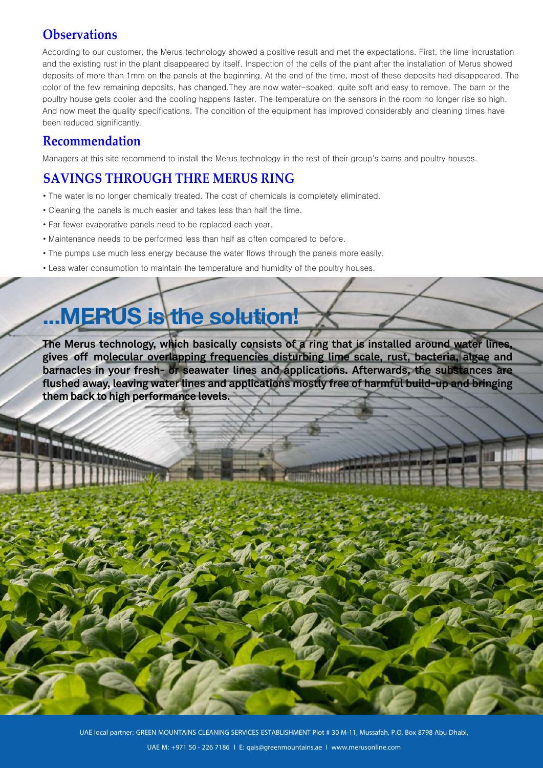## Observations

According to our customer, the Merus technology showed a positive result and met the expectations. First, the lime incrustation and the existing rust in the plant disappeared by itself. Inspection of the cells of the plant after the installation of Merus showed deposits of more than 1mm on the panels at the beginning. At the end of the time, most of these deposits had disappeared. The color of the few remaining deposits, has changed.They are now water-soaked, quite soft and easy to remove. The barn or the poultry house gets cooler and the cooling happens faster. The temperature on the sensors in the room no longer rise so high. And now meet the quality specifications. The condition of the equipment has improved considerably and cleaning times have been reduced significantly.

## Recommendation

Managers at this site recommend to install the Merus technology in the rest of their group's barns and poultry houses.

## SAVINGS THROUGH THRE MERUS RING

- The water is no longer chemically treated. The cost of chemicals is completely eliminated.
- Cleaning the panels is much easier and takes less than half the time.
- Far fewer evaporative panels need to be replaced each year.
- Maintenance needs to be performed less than half as often compared to before.
- The pumps use much less energy because the water flows through the panels more easily.
- Less water consumption to maintain the temperature and humidity of the poultry houses.

# ...MERUS is the solution!

**The Merus technology, which basically consists of a ring that is installed around water lines, gives off molecular overlapping frequencies disturbing lime scale, rust, bacteria, algae and barnacles in your fresh- or seawater lines and applications. Afterwards, the substances are flushed away, leaving water lines and applications mostly free of harmful build-up and bringing them back to high performance levels.**

UAE local partner: GREEN MOUNTAINS CLEANING SERVICES ESTABLISHMENT Plot # 30 M-11, Mussafah, P.O. Box 8798 Abu Dhabi,

UAE M: +971 50 - 226 7186 I E: qais@greenmountains.ae I www.merusonline.com